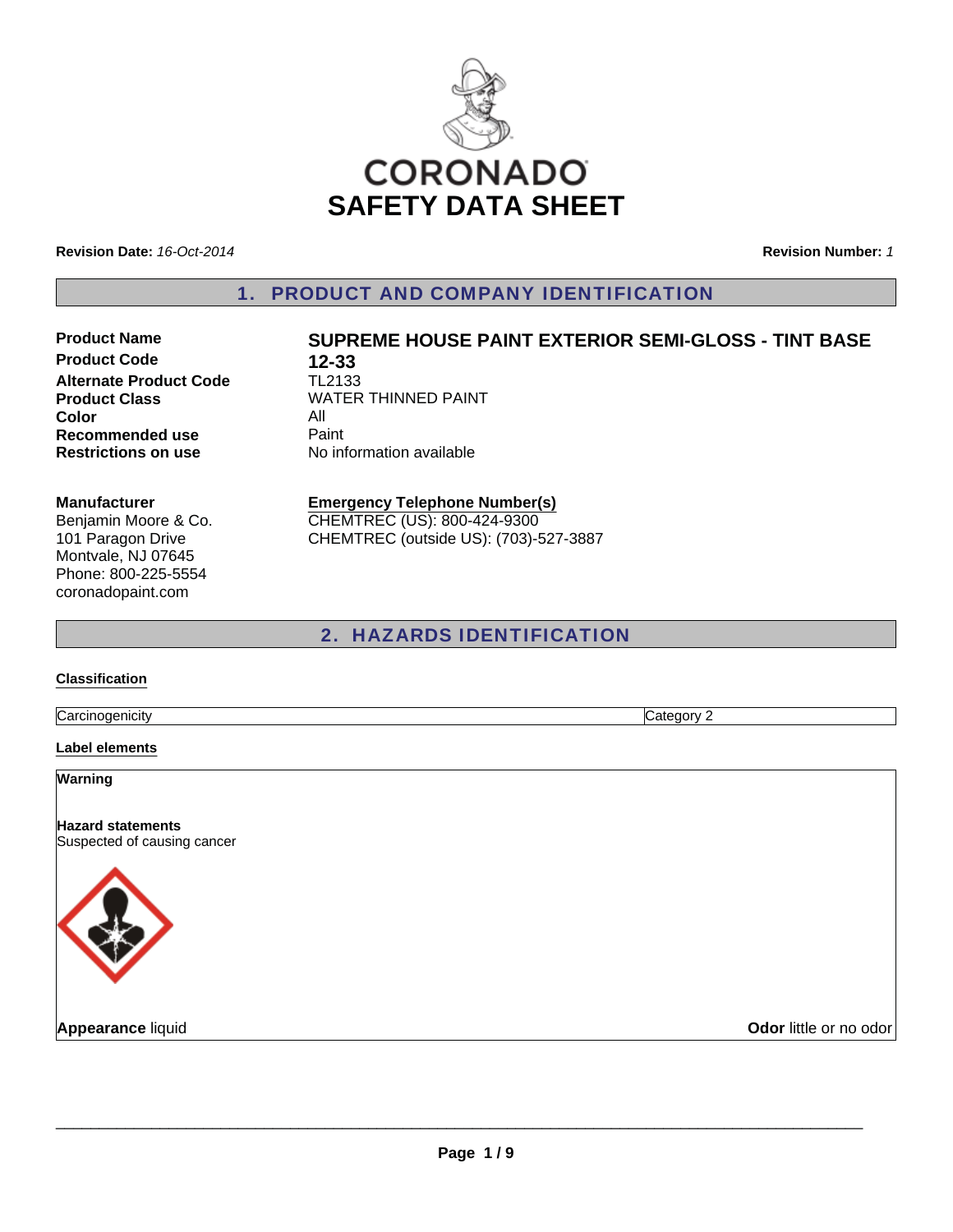CORONADO

# SAFETY DATA SHEET

**Revision Date:** *16-Oct-2014* **Revision Number:** *1*

## 1. PRODUCT AND COMPANY IDENTIFICATION

| | |
|---|---|
| **Product Name** | **SUPREME HOUSE PAINT EXTERIOR SEMI-GLOSS - TINT BASE** |
| **Product Code** | **12-33** |
| **Alternate Product Code** | TL2133 |
| **Product Class** | WATER THINNED PAINT |
| **Color** | All |
| **Recommended use** | Paint |
| **Restrictions on use** | No information available |

**Manufacturer**
Benjamin Moore & Co.
101 Paragon Drive
Montvale, NJ 07645
Phone: 800-225-5554
coronadopaint.com

**Emergency Telephone Number(s)**
CHEMTREC (US): 800-424-9300
CHEMTREC (outside US): (703)-527-3887

## 2. HAZARDS IDENTIFICATION

**Classification**

| | |
|---|---|
| Carcinogenicity | Category 2 |

**Label elements**

**Warning**

**Hazard statements**
Suspected of causing cancer

**Appearance** liquid **Odor** little or no odor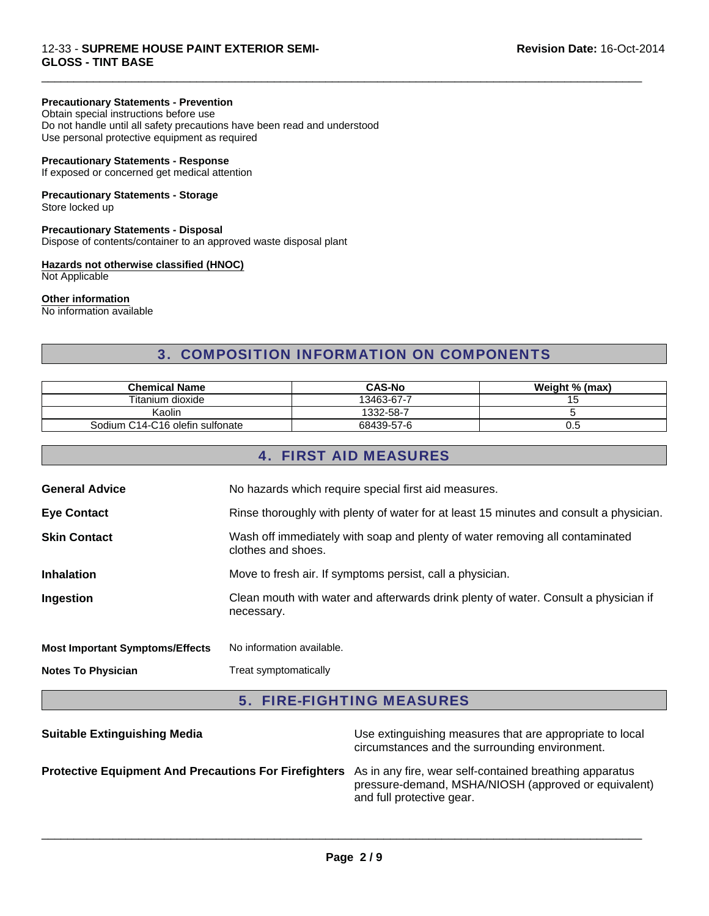**Precautionary Statements - Prevention**
Obtain special instructions before use
Do not handle until all safety precautions have been read and understood
Use personal protective equipment as required

**Precautionary Statements - Response**
If exposed or concerned get medical attention

**Precautionary Statements - Storage**
Store locked up

**Precautionary Statements - Disposal**
Dispose of contents/container to an approved waste disposal plant

**Hazards not otherwise classified (HNOC)**
Not Applicable

**Other information**
No information available

## 3. COMPOSITION INFORMATION ON COMPONENTS

| Chemical Name | CAS-No | Weight % (max) |
|---|---|---|
| Titanium dioxide | 13463-67-7 | 15 |
| Kaolin | 1332-58-7 | 5 |
| Sodium C14-C16 olefin sulfonate | 68439-57-6 | 0.5 |

## 4. FIRST AID MEASURES

**General Advice** No hazards which require special first aid measures.

**Eye Contact** Rinse thoroughly with plenty of water for at least 15 minutes and consult a physician.

**Skin Contact** Wash off immediately with soap and plenty of water removing all contaminated clothes and shoes.

**Inhalation** Move to fresh air. If symptoms persist, call a physician.

**Ingestion** Clean mouth with water and afterwards drink plenty of water. Consult a physician if necessary.

**Most Important Symptoms/Effects** No information available.

**Notes To Physician** Treat symptomatically

## 5. FIRE-FIGHTING MEASURES

**Suitable Extinguishing Media** Use extinguishing measures that are appropriate to local circumstances and the surrounding environment.

**Protective Equipment And Precautions For Firefighters** As in any fire, wear self-contained breathing apparatus pressure-demand, MSHA/NIOSH (approved or equivalent) and full protective gear.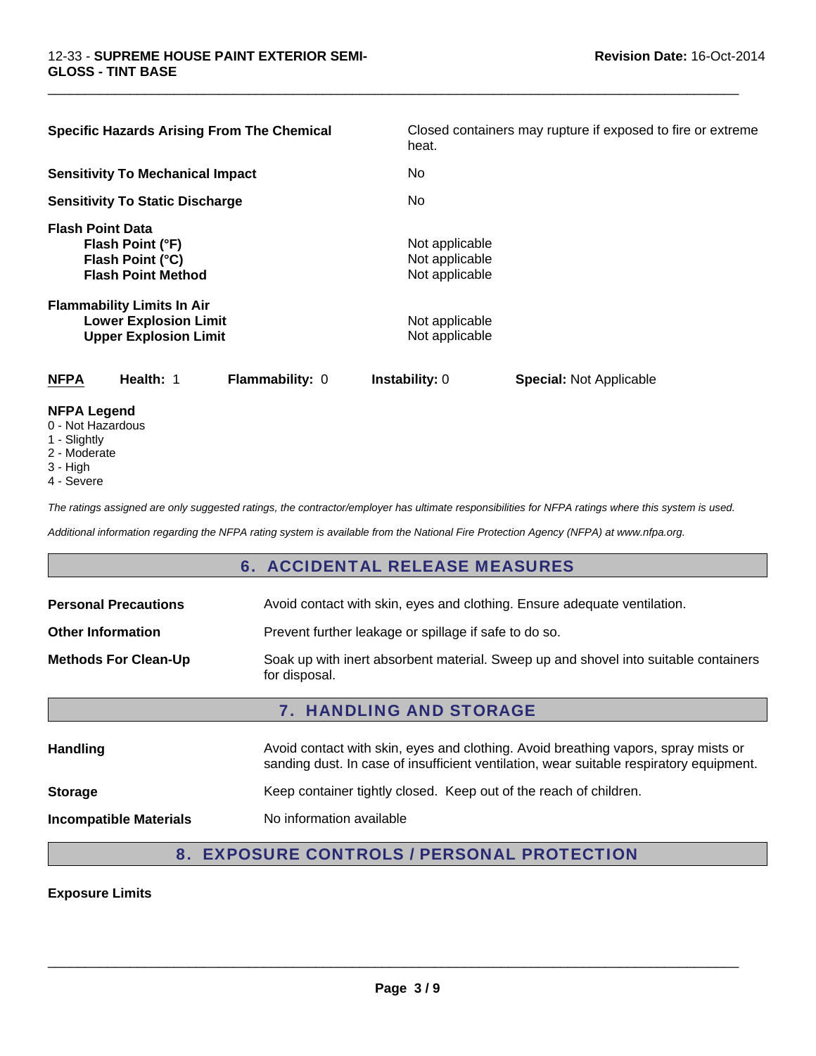**Specific Hazards Arising From The Chemical** | Closed containers may rupture if exposed to fire or extreme heat.

| | |
|---|---|
| **Specific Hazards Arising From The Chemical** | Closed containers may rupture if exposed to fire or extreme heat. |
| **Sensitivity To Mechanical Impact** | No |
| **Sensitivity To Static Discharge** | No |
| **Flash Point Data** | |
| **Flash Point (°F)** | Not applicable |
| **Flash Point (°C)** | Not applicable |
| **Flash Point Method** | Not applicable |
| **Flammability Limits In Air** | |
| **Lower Explosion Limit** | Not applicable |
| **Upper Explosion Limit** | Not applicable |

| **NFPA** | **Health:** 1 | **Flammability:** 0 | **Instability:** 0 | **Special:** Not Applicable |
|---|---|---|---|---|

**NFPA Legend**

0 - Not Hazardous
1 - Slightly
2 - Moderate
3 - High
4 - Severe

*The ratings assigned are only suggested ratings, the contractor/employer has ultimate responsibilities for NFPA ratings where this system is used.*

*Additional information regarding the NFPA rating system is available from the National Fire Protection Agency (NFPA) at www.nfpa.org.*

## 6. ACCIDENTAL RELEASE MEASURES

| | |
|---|---|
| **Personal Precautions** | Avoid contact with skin, eyes and clothing. Ensure adequate ventilation. |
| **Other Information** | Prevent further leakage or spillage if safe to do so. |
| **Methods For Clean-Up** | Soak up with inert absorbent material. Sweep up and shovel into suitable containers for disposal. |

## 7. HANDLING AND STORAGE

| | |
|---|---|
| **Handling** | Avoid contact with skin, eyes and clothing. Avoid breathing vapors, spray mists or sanding dust. In case of insufficient ventilation, wear suitable respiratory equipment. |
| **Storage** | Keep container tightly closed. Keep out of the reach of children. |
| **Incompatible Materials** | No information available |

## 8. EXPOSURE CONTROLS / PERSONAL PROTECTION

**Exposure Limits**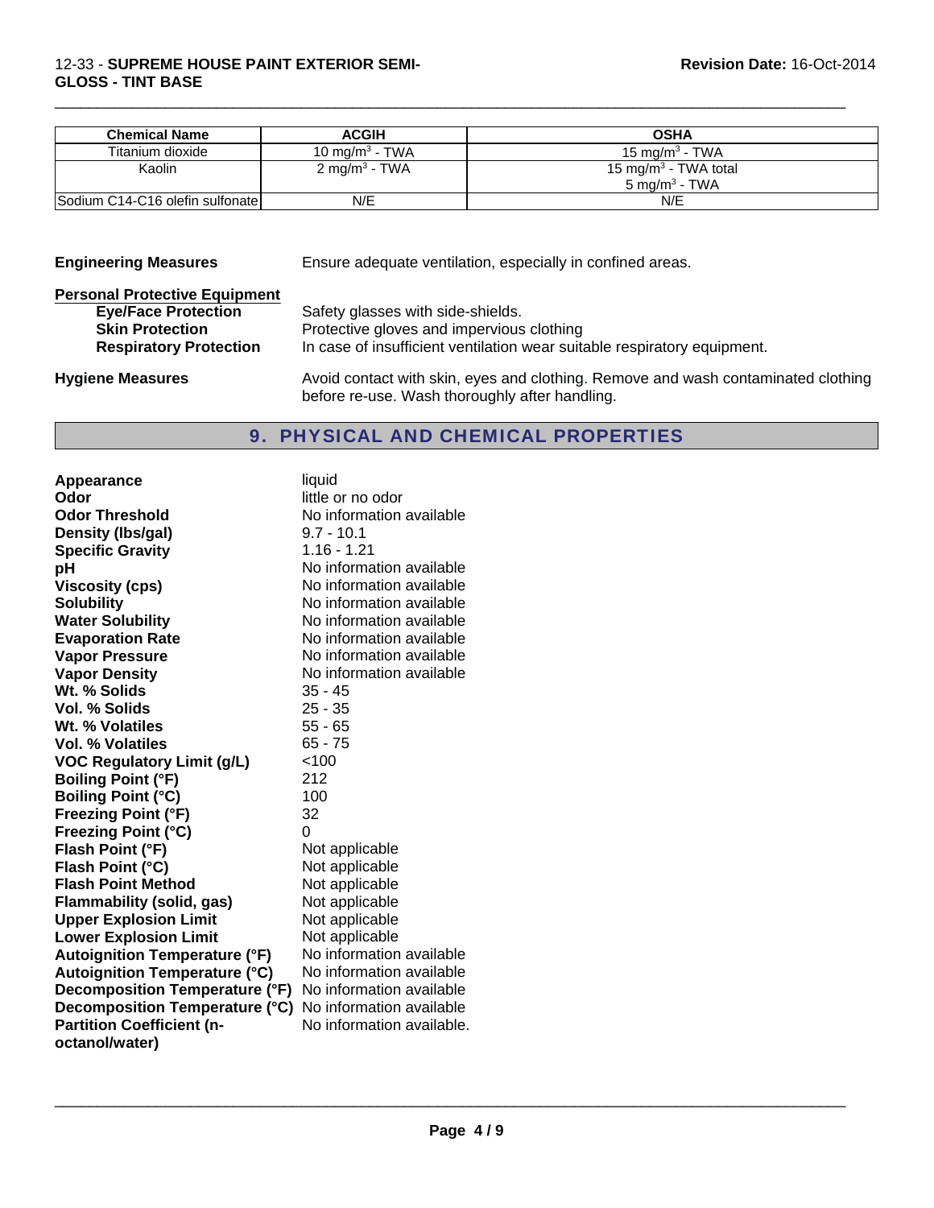| Chemical Name | ACGIH | OSHA |
| --- | --- | --- |
| Titanium dioxide | 10 mg/m$^3$ - TWA | 15 mg/m$^3$ - TWA |
| Kaolin | 2 mg/m$^3$ - TWA | 15 mg/m$^3$ - TWA total<br>5 mg/m$^3$ - TWA |
| Sodium C14-C16 olefin sulfonate | N/E | N/E |

**Engineering Measures** Ensure adequate ventilation, especially in confined areas.

**Personal Protective Equipment**

- **Eye/Face Protection** Safety glasses with side-shields.
- **Skin Protection** Protective gloves and impervious clothing
- **Respiratory Protection** In case of insufficient ventilation wear suitable respiratory equipment.

**Hygiene Measures** Avoid contact with skin, eyes and clothing. Remove and wash contaminated clothing before re-use. Wash thoroughly after handling.

## 9. PHYSICAL AND CHEMICAL PROPERTIES

| Property | Value |
| --- | --- |
| **Appearance** | liquid |
| **Odor** | little or no odor |
| **Odor Threshold** | No information available |
| **Density (lbs/gal)** | 9.7 - 10.1 |
| **Specific Gravity** | 1.16 - 1.21 |
| **pH** | No information available |
| **Viscosity (cps)** | No information available |
| **Solubility** | No information available |
| **Water Solubility** | No information available |
| **Evaporation Rate** | No information available |
| **Vapor Pressure** | No information available |
| **Vapor Density** | No information available |
| **Wt. % Solids** | 35 - 45 |
| **Vol. % Solids** | 25 - 35 |
| **Wt. % Volatiles** | 55 - 65 |
| **Vol. % Volatiles** | 65 - 75 |
| **VOC Regulatory Limit (g/L)** | <100 |
| **Boiling Point (°F)** | 212 |
| **Boiling Point (°C)** | 100 |
| **Freezing Point (°F)** | 32 |
| **Freezing Point (°C)** | 0 |
| **Flash Point (°F)** | Not applicable |
| **Flash Point (°C)** | Not applicable |
| **Flash Point Method** | Not applicable |
| **Flammability (solid, gas)** | Not applicable |
| **Upper Explosion Limit** | Not applicable |
| **Lower Explosion Limit** | Not applicable |
| **Autoignition Temperature (°F)** | No information available |
| **Autoignition Temperature (°C)** | No information available |
| **Decomposition Temperature (°F)** | No information available |
| **Decomposition Temperature (°C)** | No information available |
| **Partition Coefficient (n-octanol/water)** | No information available. |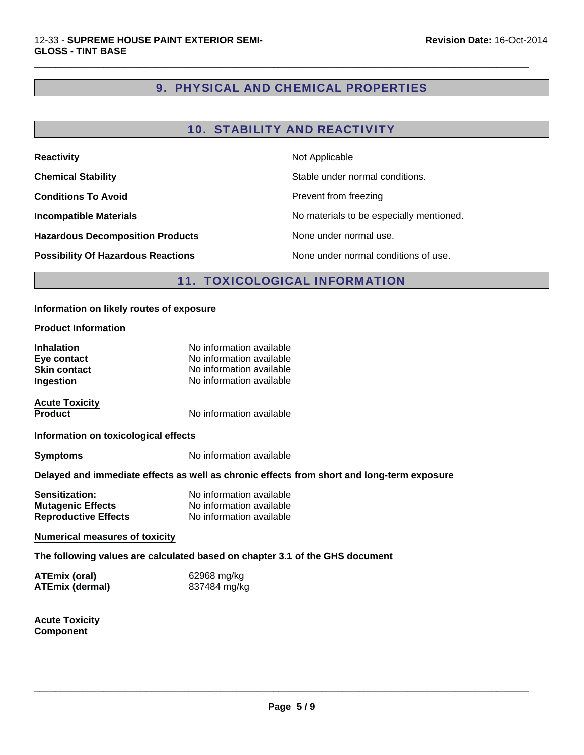## 9. PHYSICAL AND CHEMICAL PROPERTIES

## 10. STABILITY AND REACTIVITY

| | |
|---|---|
| **Reactivity** | Not Applicable |
| **Chemical Stability** | Stable under normal conditions. |
| **Conditions To Avoid** | Prevent from freezing |
| **Incompatible Materials** | No materials to be especially mentioned. |
| **Hazardous Decomposition Products** | None under normal use. |
| **Possibility Of Hazardous Reactions** | None under normal conditions of use. |

## 11. TOXICOLOGICAL INFORMATION

**Information on likely routes of exposure**

**Product Information**

| | |
|---|---|
| **Inhalation** | No information available |
| **Eye contact** | No information available |
| **Skin contact** | No information available |
| **Ingestion** | No information available |

**Acute Toxicity**

| | |
|---|---|
| **Product** | No information available |

**Information on toxicological effects**

| | |
|---|---|
| **Symptoms** | No information available |

**Delayed and immediate effects as well as chronic effects from short and long-term exposure**

| | |
|---|---|
| **Sensitization:** | No information available |
| **Mutagenic Effects** | No information available |
| **Reproductive Effects** | No information available |

**Numerical measures of toxicity**

**The following values are calculated based on chapter 3.1 of the GHS document**

| | |
|---|---|
| **ATEmix (oral)** | 62968 mg/kg |
| **ATEmix (dermal)** | 837484 mg/kg |

**Acute Toxicity**

**Component**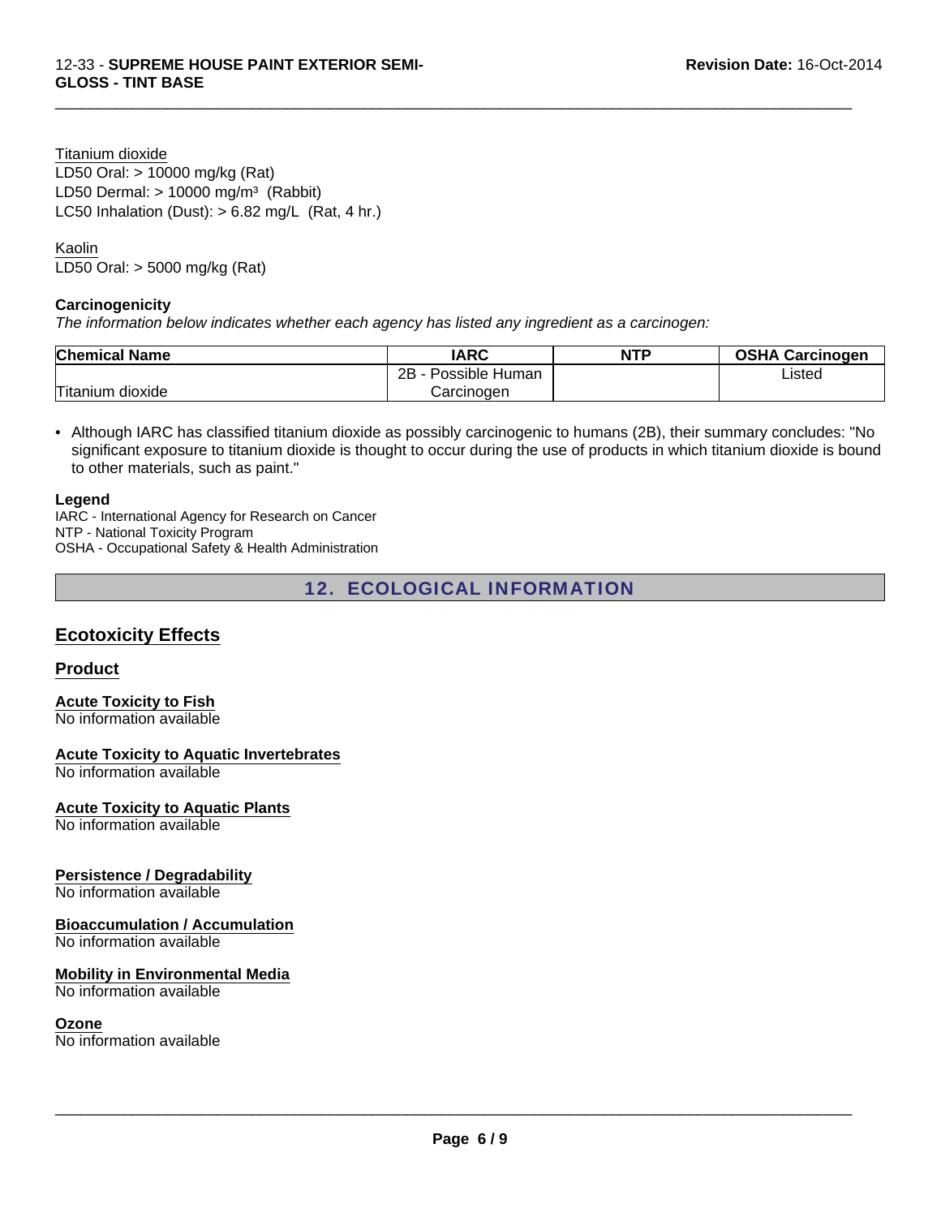Titanium dioxide
LD50 Oral: > 10000 mg/kg (Rat)
LD50 Dermal: > 10000 mg/m³ (Rabbit)
LC50 Inhalation (Dust): > 6.82 mg/L (Rat, 4 hr.)

Kaolin
LD50 Oral: > 5000 mg/kg (Rat)

**Carcinogenicity**

*The information below indicates whether each agency has listed any ingredient as a carcinogen:*

| Chemical Name | IARC | NTP | OSHA Carcinogen |
|---|---|---|---|
| Titanium dioxide | 2B - Possible Human Carcinogen | | Listed |

- Although IARC has classified titanium dioxide as possibly carcinogenic to humans (2B), their summary concludes: "No significant exposure to titanium dioxide is thought to occur during the use of products in which titanium dioxide is bound to other materials, such as paint."

**Legend**

IARC - International Agency for Research on Cancer
NTP - National Toxicity Program
OSHA - Occupational Safety & Health Administration

## 12. ECOLOGICAL INFORMATION

### Ecotoxicity Effects

#### Product

**Acute Toxicity to Fish**
No information available

**Acute Toxicity to Aquatic Invertebrates**
No information available

**Acute Toxicity to Aquatic Plants**
No information available

**Persistence / Degradability**
No information available

**Bioaccumulation / Accumulation**
No information available

**Mobility in Environmental Media**
No information available

**Ozone**
No information available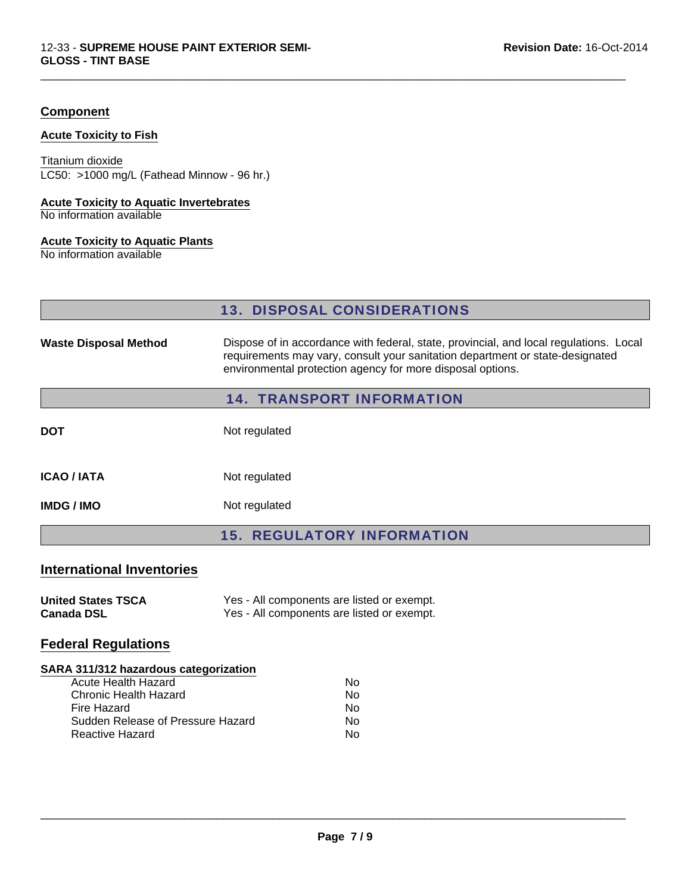## Component

### Acute Toxicity to Fish

Titanium dioxide
LC50: >1000 mg/L (Fathead Minnow - 96 hr.)

### Acute Toxicity to Aquatic Invertebrates

No information available

### Acute Toxicity to Aquatic Plants

No information available

## 13. DISPOSAL CONSIDERATIONS

| | |
|---|---|
| **Waste Disposal Method** | Dispose of in accordance with federal, state, provincial, and local regulations. Local requirements may vary, consult your sanitation department or state-designated environmental protection agency for more disposal options. |

## 14. TRANSPORT INFORMATION

| | |
|---|---|
| **DOT** | Not regulated |
| **ICAO / IATA** | Not regulated |
| **IMDG / IMO** | Not regulated |

## 15. REGULATORY INFORMATION

### International Inventories

| | |
|---|---|
| **United States TSCA** | Yes - All components are listed or exempt. |
| **Canada DSL** | Yes - All components are listed or exempt. |

### Federal Regulations

**SARA 311/312 hazardous categorization**

| | |
|---|---|
| Acute Health Hazard | No |
| Chronic Health Hazard | No |
| Fire Hazard | No |
| Sudden Release of Pressure Hazard | No |
| Reactive Hazard | No |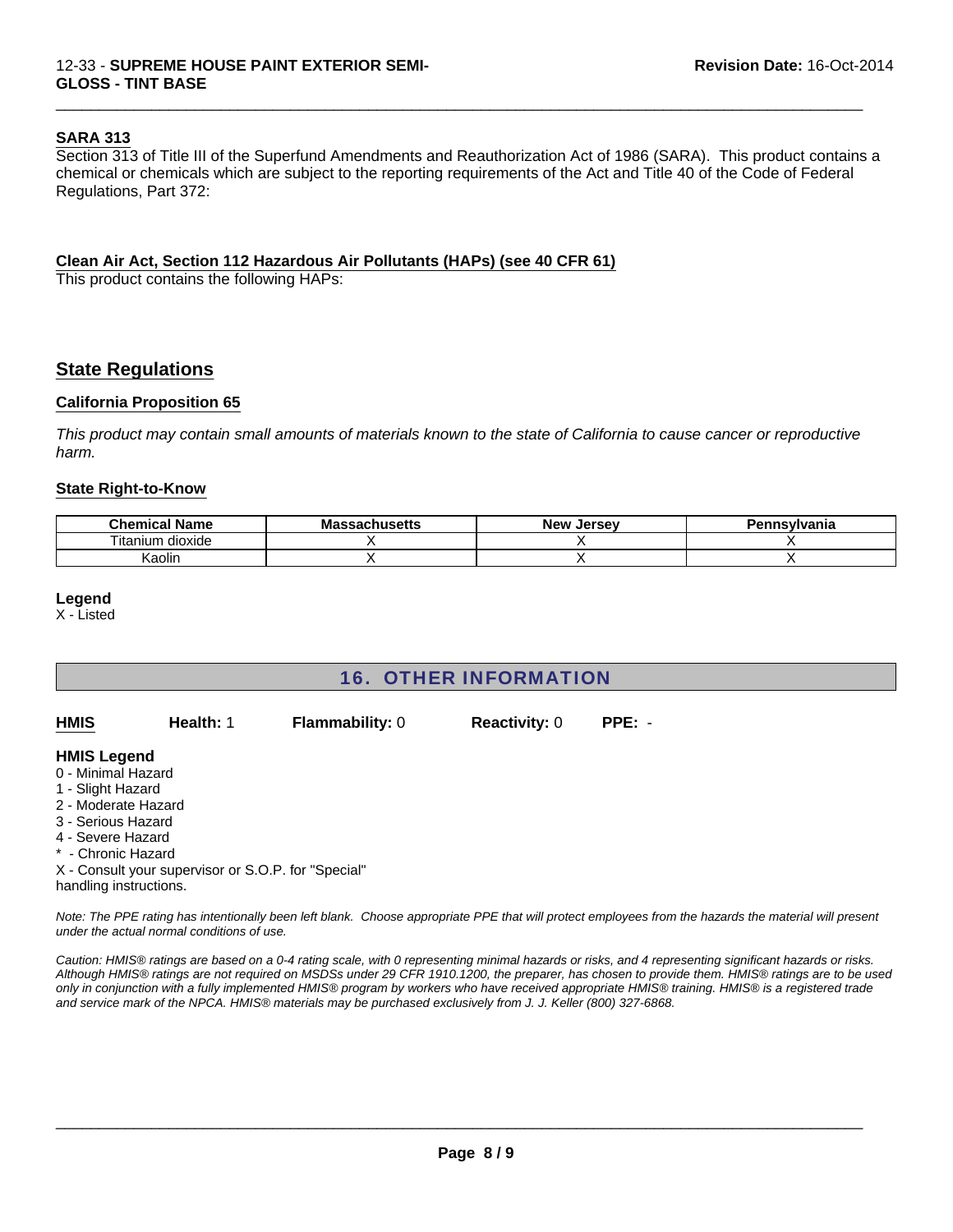### SARA 313

Section 313 of Title III of the Superfund Amendments and Reauthorization Act of 1986 (SARA). This product contains a chemical or chemicals which are subject to the reporting requirements of the Act and Title 40 of the Code of Federal Regulations, Part 372:

### Clean Air Act, Section 112 Hazardous Air Pollutants (HAPs) (see 40 CFR 61)

This product contains the following HAPs:

## State Regulations

### California Proposition 65

*This product may contain small amounts of materials known to the state of California to cause cancer or reproductive harm.*

### State Right-to-Know

| Chemical Name | Massachusetts | New Jersey | Pennsylvania |
|---|---|---|---|
| Titanium dioxide | X | X | X |
| Kaolin | X | X | X |

**Legend**
X - Listed

## 16. OTHER INFORMATION

**HMIS** **Health:** 1 **Flammability:** 0 **Reactivity:** 0 **PPE:** -

**HMIS Legend**
0 - Minimal Hazard
1 - Slight Hazard
2 - Moderate Hazard
3 - Serious Hazard
4 - Severe Hazard
* - Chronic Hazard
X - Consult your supervisor or S.O.P. for "Special" handling instructions.

*Note: The PPE rating has intentionally been left blank. Choose appropriate PPE that will protect employees from the hazards the material will present under the actual normal conditions of use.*

*Caution: HMIS® ratings are based on a 0-4 rating scale, with 0 representing minimal hazards or risks, and 4 representing significant hazards or risks. Although HMIS® ratings are not required on MSDSs under 29 CFR 1910.1200, the preparer, has chosen to provide them. HMIS® ratings are to be used only in conjunction with a fully implemented HMIS® program by workers who have received appropriate HMIS® training. HMIS® is a registered trade and service mark of the NPCA. HMIS® materials may be purchased exclusively from J. J. Keller (800) 327-6868.*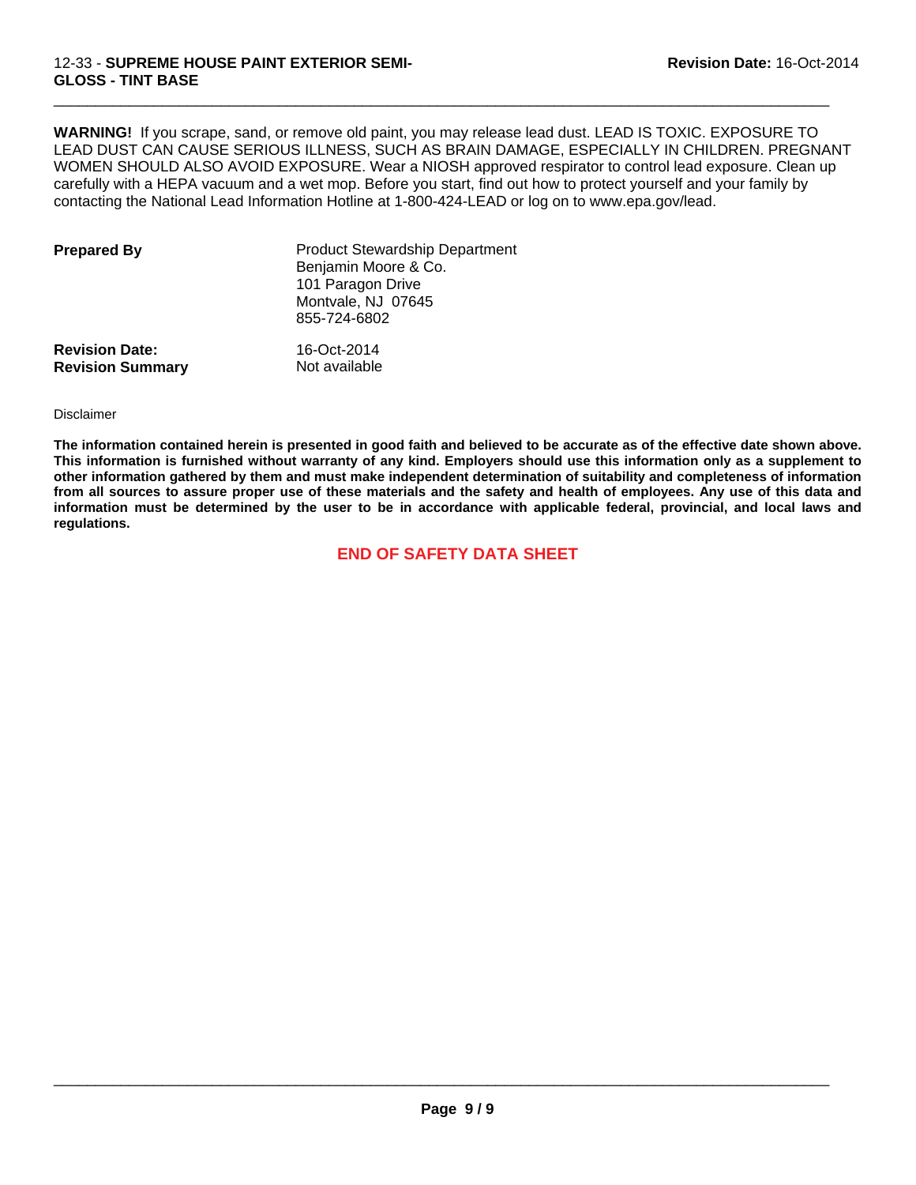**WARNING!** If you scrape, sand, or remove old paint, you may release lead dust. LEAD IS TOXIC. EXPOSURE TO LEAD DUST CAN CAUSE SERIOUS ILLNESS, SUCH AS BRAIN DAMAGE, ESPECIALLY IN CHILDREN. PREGNANT WOMEN SHOULD ALSO AVOID EXPOSURE. Wear a NIOSH approved respirator to control lead exposure. Clean up carefully with a HEPA vacuum and a wet mop. Before you start, find out how to protect yourself and your family by contacting the National Lead Information Hotline at 1-800-424-LEAD or log on to www.epa.gov/lead.

| | |
|---|---|
| **Prepared By** | Product Stewardship Department<br>Benjamin Moore & Co.<br>101 Paragon Drive<br>Montvale, NJ 07645<br>855-724-6802 |
| **Revision Date:** | 16-Oct-2014 |
| **Revision Summary** | Not available |

Disclaimer

**The information contained herein is presented in good faith and believed to be accurate as of the effective date shown above. This information is furnished without warranty of any kind. Employers should use this information only as a supplement to other information gathered by them and must make independent determination of suitability and completeness of information from all sources to assure proper use of these materials and the safety and health of employees. Any use of this data and information must be determined by the user to be in accordance with applicable federal, provincial, and local laws and regulations.**

**END OF SAFETY DATA SHEET**